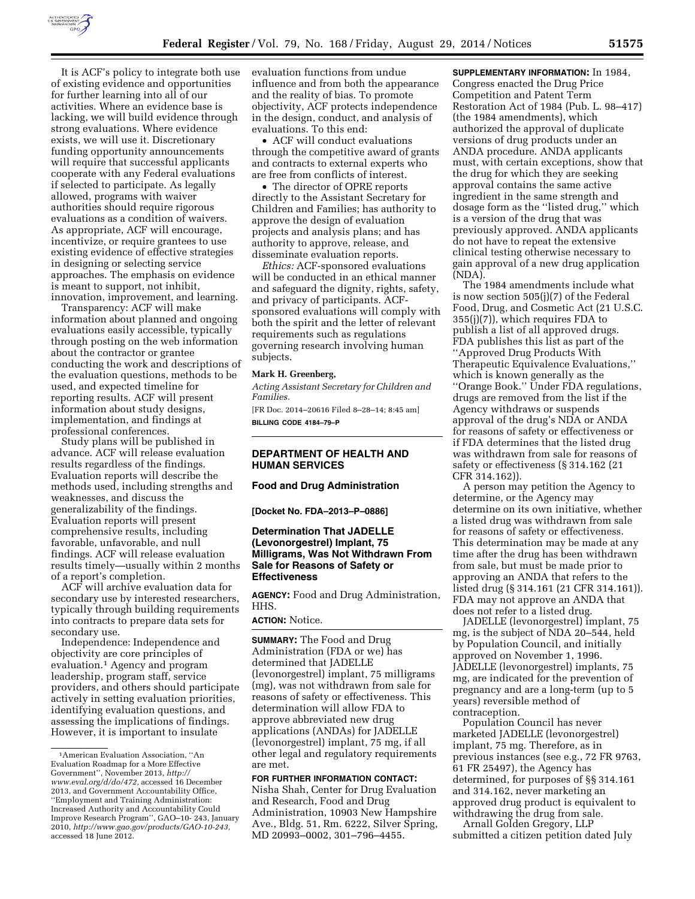It is ACF's policy to integrate both use of existing evidence and opportunities for further learning into all of our activities. Where an evidence base is lacking, we will build evidence through strong evaluations. Where evidence exists, we will use it. Discretionary funding opportunity announcements will require that successful applicants cooperate with any Federal evaluations if selected to participate. As legally allowed, programs with waiver authorities should require rigorous evaluations as a condition of waivers. As appropriate, ACF will encourage, incentivize, or require grantees to use existing evidence of effective strategies in designing or selecting service approaches. The emphasis on evidence is meant to support, not inhibit, innovation, improvement, and learning.

Transparency: ACF will make information about planned and ongoing evaluations easily accessible, typically through posting on the web information about the contractor or grantee conducting the work and descriptions of the evaluation questions, methods to be used, and expected timeline for reporting results. ACF will present information about study designs, implementation, and findings at professional conferences.

Study plans will be published in advance. ACF will release evaluation results regardless of the findings. Evaluation reports will describe the methods used, including strengths and weaknesses, and discuss the generalizability of the findings. Evaluation reports will present comprehensive results, including favorable, unfavorable, and null findings. ACF will release evaluation results timely—usually within 2 months of a report's completion.

ACF will archive evaluation data for secondary use by interested researchers, typically through building requirements into contracts to prepare data sets for secondary use.

Independence: Independence and objectivity are core principles of evaluation.[1] Agency and program leadership, program staff, service providers, and others should participate actively in setting evaluation priorities, identifying evaluation questions, and assessing the implications of findings. However, it is important to insulate evaluation functions from undue influence and from both the appearance and the reality of bias. To promote objectivity, ACF protects independence in the design, conduct, and analysis of evaluations. To this end:

- ACF will conduct evaluations through the competitive award of grants and contracts to external experts who are free from conflicts of interest.
- The director of OPRE reports directly to the Assistant Secretary for Children and Families; has authority to approve the design of evaluation projects and analysis plans; and has authority to approve, release, and disseminate evaluation reports.

*Ethics:* ACF-sponsored evaluations will be conducted in an ethical manner and safeguard the dignity, rights, safety, and privacy of participants. ACF-sponsored evaluations will comply with both the spirit and the letter of relevant requirements such as regulations governing research involving human subjects.

**Mark H. Greenberg,**

*Acting Assistant Secretary for Children and Families.*

[FR Doc. 2014–20616 Filed 8–28–14; 8:45 am]

**BILLING CODE 4184–79–P**

[1] American Evaluation Association, ''An Evaluation Roadmap for a More Effective Government'', November 2013, *http://www.eval.org/d/do/472,* accessed 16 December 2013, and Government Accountability Office, ''Employment and Training Administration: Increased Authority and Accountability Could Improve Research Program'', GAO–10- 243, January 2010, *http://www.gao.gov/products/GAO-10-243,* accessed 18 June 2012.

## DEPARTMENT OF HEALTH AND HUMAN SERVICES

### Food and Drug Administration

**[Docket No. FDA–2013–P–0886]**

### Determination That JADELLE (Levonorgestrel) Implant, 75 Milligrams, Was Not Withdrawn From Sale for Reasons of Safety or Effectiveness

**AGENCY:** Food and Drug Administration, HHS.

**ACTION:** Notice.

**SUMMARY:** The Food and Drug Administration (FDA or we) has determined that JADELLE (levonorgestrel) implant, 75 milligrams (mg), was not withdrawn from sale for reasons of safety or effectiveness. This determination will allow FDA to approve abbreviated new drug applications (ANDAs) for JADELLE (levonorgestrel) implant, 75 mg, if all other legal and regulatory requirements are met.

**FOR FURTHER INFORMATION CONTACT:** Nisha Shah, Center for Drug Evaluation and Research, Food and Drug Administration, 10903 New Hampshire Ave., Bldg. 51, Rm. 6222, Silver Spring, MD 20993–0002, 301–796–4455.

**SUPPLEMENTARY INFORMATION:** In 1984, Congress enacted the Drug Price Competition and Patent Term Restoration Act of 1984 (Pub. L. 98–417) (the 1984 amendments), which authorized the approval of duplicate versions of drug products under an ANDA procedure. ANDA applicants must, with certain exceptions, show that the drug for which they are seeking approval contains the same active ingredient in the same strength and dosage form as the ''listed drug,'' which is a version of the drug that was previously approved. ANDA applicants do not have to repeat the extensive clinical testing otherwise necessary to gain approval of a new drug application (NDA).

The 1984 amendments include what is now section 505(j)(7) of the Federal Food, Drug, and Cosmetic Act (21 U.S.C. 355(j)(7)), which requires FDA to publish a list of all approved drugs. FDA publishes this list as part of the ''Approved Drug Products With Therapeutic Equivalence Evaluations,'' which is known generally as the ''Orange Book.'' Under FDA regulations, drugs are removed from the list if the Agency withdraws or suspends approval of the drug's NDA or ANDA for reasons of safety or effectiveness or if FDA determines that the listed drug was withdrawn from sale for reasons of safety or effectiveness (§ 314.162 (21 CFR 314.162)).

A person may petition the Agency to determine, or the Agency may determine on its own initiative, whether a listed drug was withdrawn from sale for reasons of safety or effectiveness. This determination may be made at any time after the drug has been withdrawn from sale, but must be made prior to approving an ANDA that refers to the listed drug (§ 314.161 (21 CFR 314.161)). FDA may not approve an ANDA that does not refer to a listed drug.

JADELLE (levonorgestrel) implant, 75 mg, is the subject of NDA 20–544, held by Population Council, and initially approved on November 1, 1996. JADELLE (levonorgestrel) implants, 75 mg, are indicated for the prevention of pregnancy and are a long-term (up to 5 years) reversible method of contraception.

Population Council has never marketed JADELLE (levonorgestrel) implant, 75 mg. Therefore, as in previous instances (see e.g., 72 FR 9763, 61 FR 25497), the Agency has determined, for purposes of §§ 314.161 and 314.162, never marketing an approved drug product is equivalent to withdrawing the drug from sale.

Arnall Golden Gregory, LLP submitted a citizen petition dated July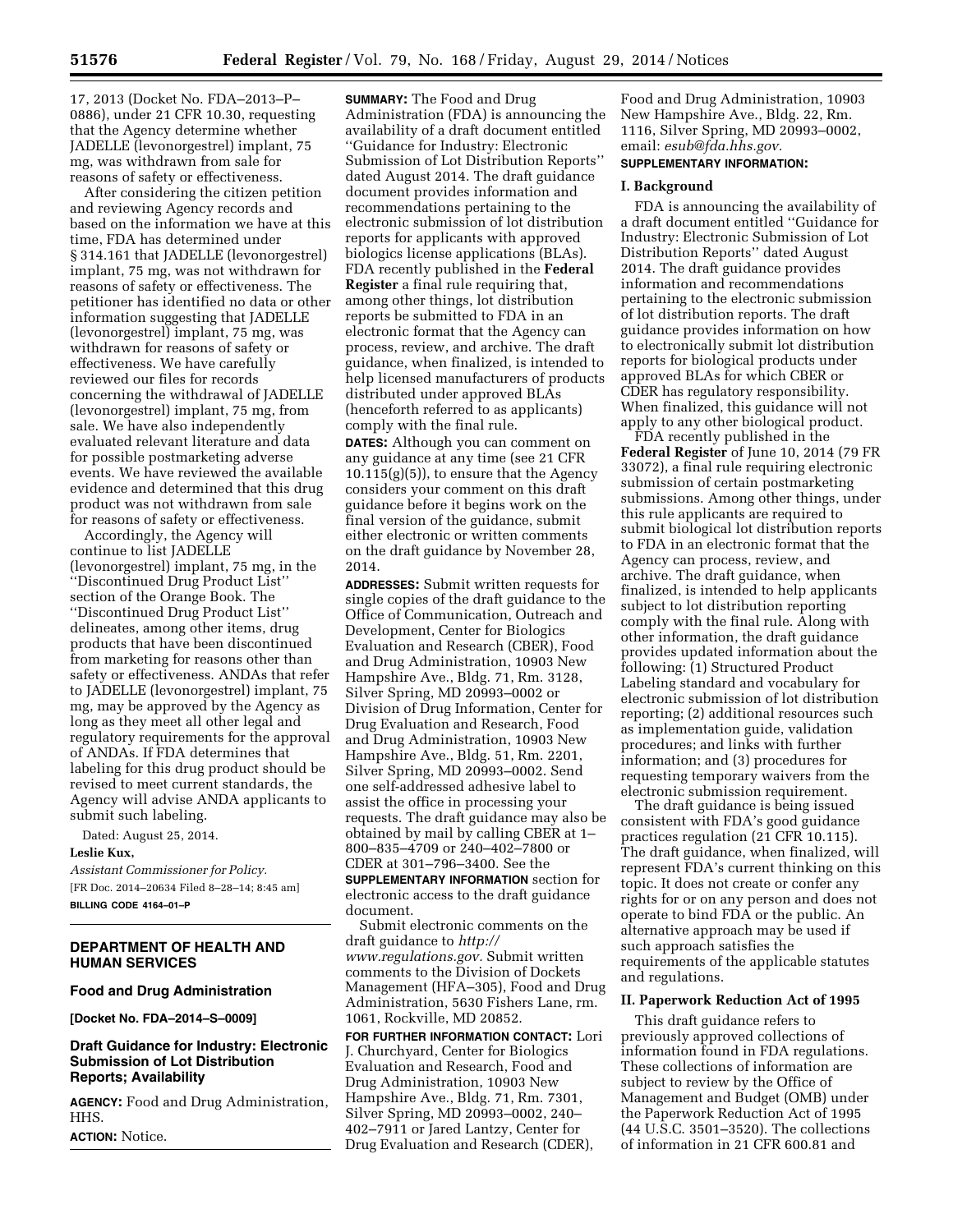17, 2013 (Docket No. FDA–2013–P–0886), under 21 CFR 10.30, requesting that the Agency determine whether JADELLE (levonorgestrel) implant, 75 mg, was withdrawn from sale for reasons of safety or effectiveness.

After considering the citizen petition and reviewing Agency records and based on the information we have at this time, FDA has determined under § 314.161 that JADELLE (levonorgestrel) implant, 75 mg, was not withdrawn for reasons of safety or effectiveness. The petitioner has identified no data or other information suggesting that JADELLE (levonorgestrel) implant, 75 mg, was withdrawn for reasons of safety or effectiveness. We have carefully reviewed our files for records concerning the withdrawal of JADELLE (levonorgestrel) implant, 75 mg, from sale. We have also independently evaluated relevant literature and data for possible postmarketing adverse events. We have reviewed the available evidence and determined that this drug product was not withdrawn from sale for reasons of safety or effectiveness.

Accordingly, the Agency will continue to list JADELLE (levonorgestrel) implant, 75 mg, in the ''Discontinued Drug Product List'' section of the Orange Book. The ''Discontinued Drug Product List'' delineates, among other items, drug products that have been discontinued from marketing for reasons other than safety or effectiveness. ANDAs that refer to JADELLE (levonorgestrel) implant, 75 mg, may be approved by the Agency as long as they meet all other legal and regulatory requirements for the approval of ANDAs. If FDA determines that labeling for this drug product should be revised to meet current standards, the Agency will advise ANDA applicants to submit such labeling.

Dated: August 25, 2014.

**Leslie Kux,**

*Assistant Commissioner for Policy.*

[FR Doc. 2014–20634 Filed 8–28–14; 8:45 am]

**BILLING CODE 4164–01–P**

---

## DEPARTMENT OF HEALTH AND HUMAN SERVICES

### Food and Drug Administration

**[Docket No. FDA–2014–S–0009]**

### Draft Guidance for Industry: Electronic Submission of Lot Distribution Reports; Availability

**AGENCY:** Food and Drug Administration, HHS.

**ACTION:** Notice.

**SUMMARY:** The Food and Drug Administration (FDA) is announcing the availability of a draft document entitled ''Guidance for Industry: Electronic Submission of Lot Distribution Reports'' dated August 2014. The draft guidance document provides information and recommendations pertaining to the electronic submission of lot distribution reports for applicants with approved biologics license applications (BLAs). FDA recently published in the **Federal Register** a final rule requiring that, among other things, lot distribution reports be submitted to FDA in an electronic format that the Agency can process, review, and archive. The draft guidance, when finalized, is intended to help licensed manufacturers of products distributed under approved BLAs (henceforth referred to as applicants) comply with the final rule.

**DATES:** Although you can comment on any guidance at any time (see 21 CFR 10.115(g)(5)), to ensure that the Agency considers your comment on this draft guidance before it begins work on the final version of the guidance, submit either electronic or written comments on the draft guidance by November 28, 2014.

**ADDRESSES:** Submit written requests for single copies of the draft guidance to the Office of Communication, Outreach and Development, Center for Biologics Evaluation and Research (CBER), Food and Drug Administration, 10903 New Hampshire Ave., Bldg. 71, Rm. 3128, Silver Spring, MD 20993–0002 or Division of Drug Information, Center for Drug Evaluation and Research, Food and Drug Administration, 10903 New Hampshire Ave., Bldg. 51, Rm. 2201, Silver Spring, MD 20993–0002. Send one self-addressed adhesive label to assist the office in processing your requests. The draft guidance may also be obtained by mail by calling CBER at 1–800–835–4709 or 240–402–7800 or CDER at 301–796–3400. See the **SUPPLEMENTARY INFORMATION** section for electronic access to the draft guidance document.

Submit electronic comments on the draft guidance to *http://www.regulations.gov.* Submit written comments to the Division of Dockets Management (HFA–305), Food and Drug Administration, 5630 Fishers Lane, rm. 1061, Rockville, MD 20852.

**FOR FURTHER INFORMATION CONTACT:** Lori J. Churchyard, Center for Biologics Evaluation and Research, Food and Drug Administration, 10903 New Hampshire Ave., Bldg. 71, Rm. 7301, Silver Spring, MD 20993–0002, 240–402–7911 or Jared Lantzy, Center for Drug Evaluation and Research (CDER), Food and Drug Administration, 10903 New Hampshire Ave., Bldg. 22, Rm. 1116, Silver Spring, MD 20993–0002, email: *esub@fda.hhs.gov.*

**SUPPLEMENTARY INFORMATION:**

#### I. Background

FDA is announcing the availability of a draft document entitled ''Guidance for Industry: Electronic Submission of Lot Distribution Reports'' dated August 2014. The draft guidance provides information and recommendations pertaining to the electronic submission of lot distribution reports. The draft guidance provides information on how to electronically submit lot distribution reports for biological products under approved BLAs for which CBER or CDER has regulatory responsibility. When finalized, this guidance will not apply to any other biological product.

FDA recently published in the **Federal Register** of June 10, 2014 (79 FR 33072), a final rule requiring electronic submission of certain postmarketing submissions. Among other things, under this rule applicants are required to submit biological lot distribution reports to FDA in an electronic format that the Agency can process, review, and archive. The draft guidance, when finalized, is intended to help applicants subject to lot distribution reporting comply with the final rule. Along with other information, the draft guidance provides updated information about the following: (1) Structured Product Labeling standard and vocabulary for electronic submission of lot distribution reporting; (2) additional resources such as implementation guide, validation procedures; and links with further information; and (3) procedures for requesting temporary waivers from the electronic submission requirement.

The draft guidance is being issued consistent with FDA's good guidance practices regulation (21 CFR 10.115). The draft guidance, when finalized, will represent FDA's current thinking on this topic. It does not create or confer any rights for or on any person and does not operate to bind FDA or the public. An alternative approach may be used if such approach satisfies the requirements of the applicable statutes and regulations.

#### II. Paperwork Reduction Act of 1995

This draft guidance refers to previously approved collections of information found in FDA regulations. These collections of information are subject to review by the Office of Management and Budget (OMB) under the Paperwork Reduction Act of 1995 (44 U.S.C. 3501–3520). The collections of information in 21 CFR 600.81 and